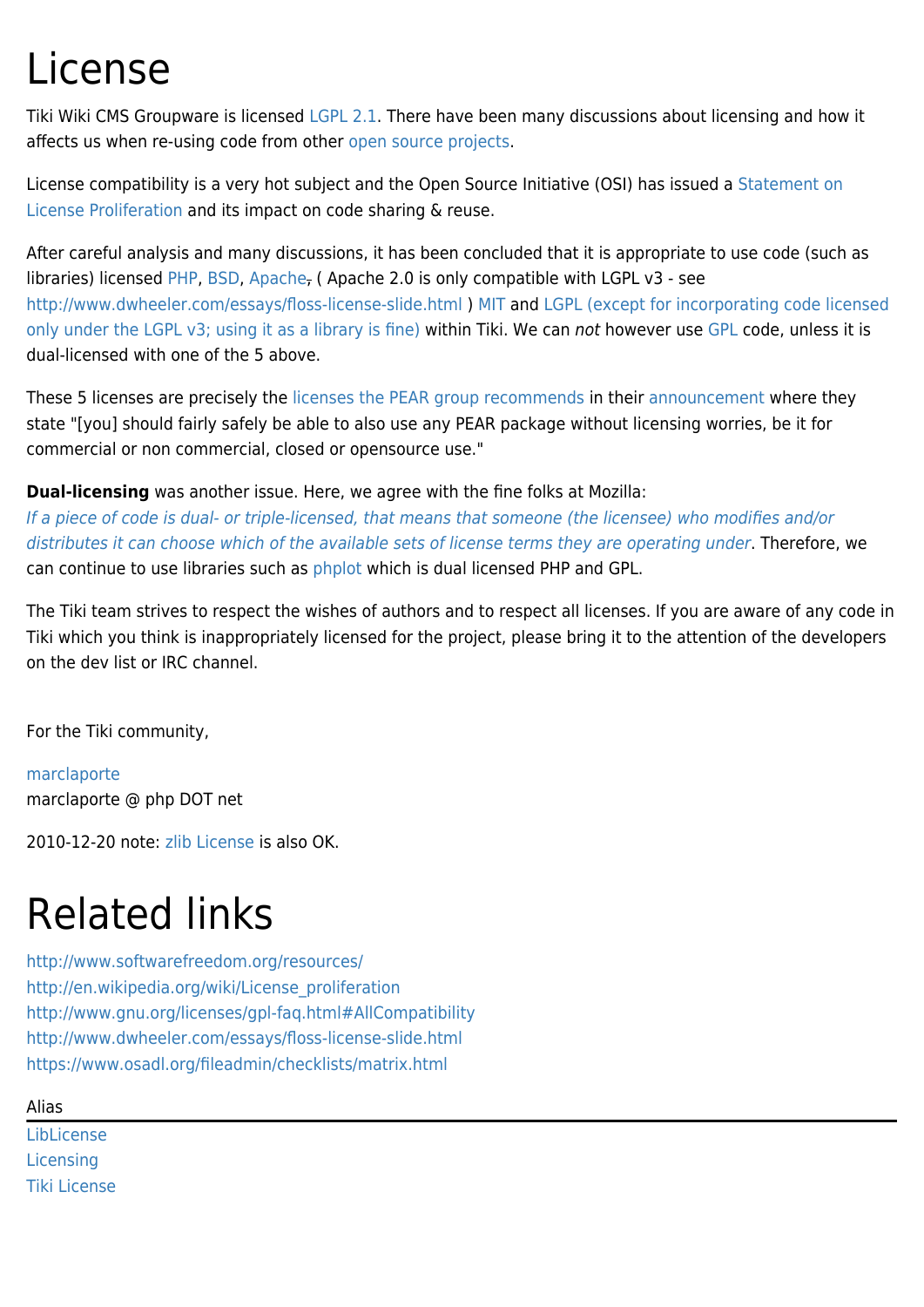# License

Tiki Wiki CMS Groupware is licensed LGPL 2.1. There have been many discussions about licensing and how it affects us when re-using code from other open source projects.

License compatibility is a very hot subject and the Open Source Initiative (OSI) has issued a Statement on License Proliferation and its impact on code sharing & reuse.

After careful analysis and many discussions, it has been concluded that it is appropriate to use code (such as libraries) licensed PHP, BSD, Apache~~,~~ ( Apache 2.0 is only compatible with LGPL v3 - see http://www.dwheeler.com/essays/floss-license-slide.html ) MIT and LGPL (except for incorporating code licensed only under the LGPL v3; using it as a library is fine) within Tiki. We can *not* however use GPL code, unless it is dual-licensed with one of the 5 above.

These 5 licenses are precisely the licenses the PEAR group recommends in their announcement where they state "[you] should fairly safely be able to also use any PEAR package without licensing worries, be it for commercial or non commercial, closed or opensource use."

**Dual-licensing** was another issue. Here, we agree with the fine folks at Mozilla:
*If a piece of code is dual- or triple-licensed, that means that someone (the licensee) who modifies and/or distributes it can choose which of the available sets of license terms they are operating under*. Therefore, we can continue to use libraries such as phplot which is dual licensed PHP and GPL.

The Tiki team strives to respect the wishes of authors and to respect all licenses. If you are aware of any code in Tiki which you think is inappropriately licensed for the project, please bring it to the attention of the developers on the dev list or IRC channel.

For the Tiki community,

marclaporte
marclaporte @ php DOT net

2010-12-20 note: zlib License is also OK.

# Related links

http://www.softwarefreedom.org/resources/
http://en.wikipedia.org/wiki/License_proliferation
http://www.gnu.org/licenses/gpl-faq.html#AllCompatibility
http://www.dwheeler.com/essays/floss-license-slide.html
https://www.osadl.org/fileadmin/checklists/matrix.html

Alias

LibLicense
Licensing
Tiki License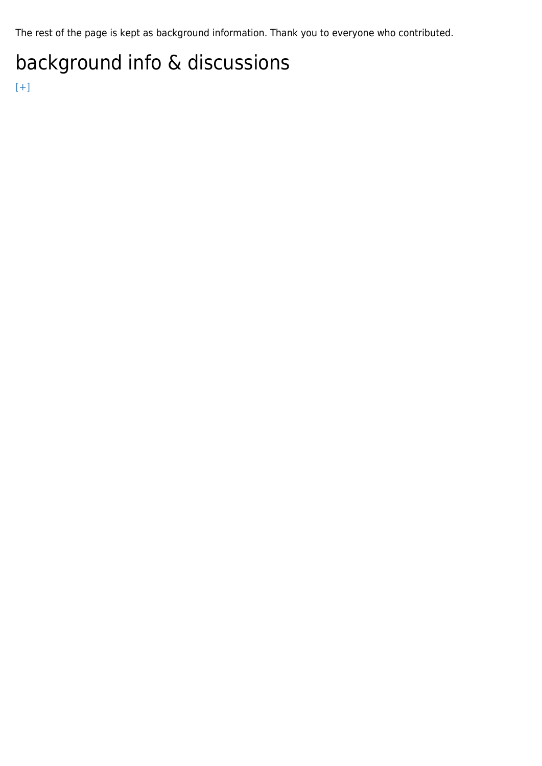The rest of the page is kept as background information. Thank you to everyone who contributed.

# background info & discussions

[+]